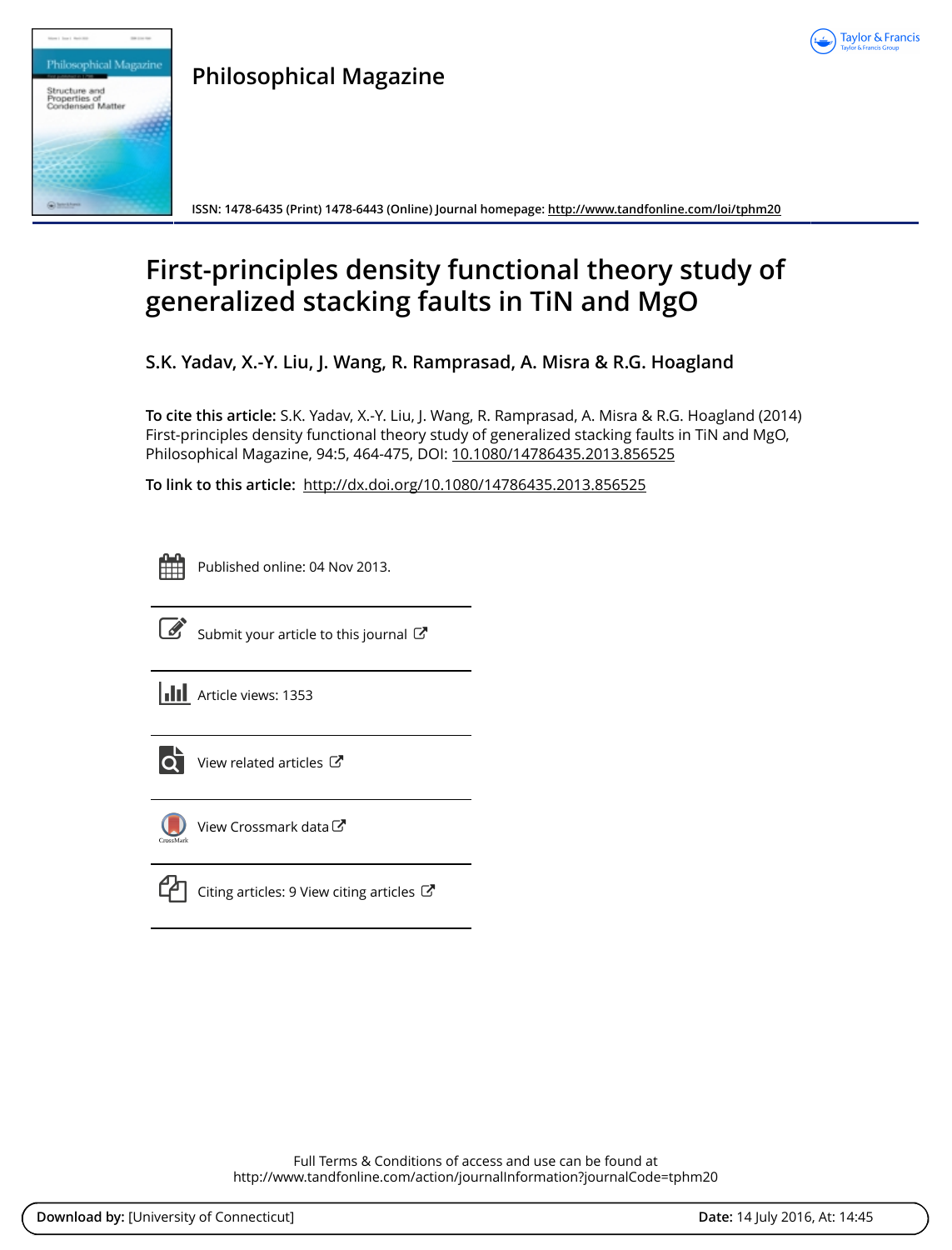Philosophical Magazine

ISSN: 1478-6435 (Print) 1478-6443 (Online) Journal homepage: http://www.tandfonline.com/loi/tphm20

# First-principles density functional theory study of generalized stacking faults in TiN and MgO

**S.K. Yadav, X.-Y. Liu, J. Wang, R. Ramprasad, A. Misra & R.G. Hoagland**

**To cite this article:** S.K. Yadav, X.-Y. Liu, J. Wang, R. Ramprasad, A. Misra & R.G. Hoagland (2014) First-principles density functional theory study of generalized stacking faults in TiN and MgO, Philosophical Magazine, 94:5, 464-475, DOI: 10.1080/14786435.2013.856525

**To link to this article:** http://dx.doi.org/10.1080/14786435.2013.856525

Published online: 04 Nov 2013.

Submit your article to this journal

Article views: 1353

View related articles

View Crossmark data

Citing articles: 9 View citing articles

Full Terms & Conditions of access and use can be found at
http://www.tandfonline.com/action/journalInformation?journalCode=tphm20

**Download by:** [University of Connecticut] **Date:** 14 July 2016, At: 14:45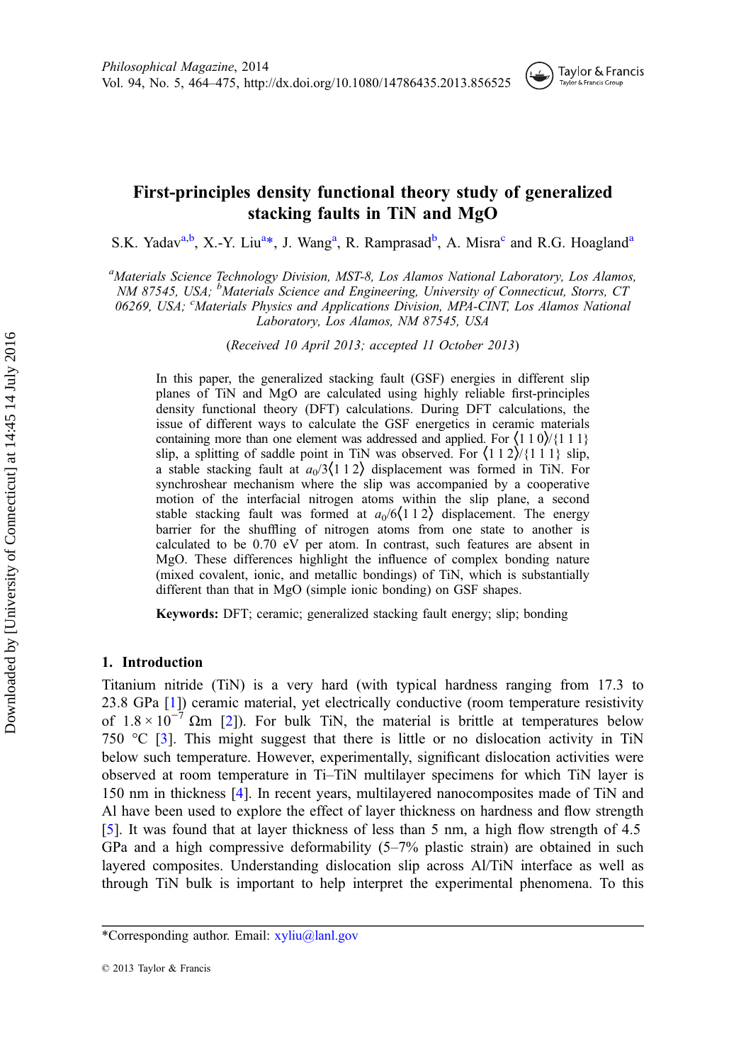# First-principles density functional theory study of generalized stacking faults in TiN and MgO

S.K. Yadav[a,b], X.-Y. Liu[a*], J. Wang[a], R. Ramprasad[b], A. Misra[c] and R.G. Hoagland[a]

[a]*Materials Science Technology Division, MST-8, Los Alamos National Laboratory, Los Alamos, NM 87545, USA;* [b]*Materials Science and Engineering, University of Connecticut, Storrs, CT 06269, USA;* [c]*Materials Physics and Applications Division, MPA-CINT, Los Alamos National Laboratory, Los Alamos, NM 87545, USA*

(*Received 10 April 2013; accepted 11 October 2013*)

In this paper, the generalized stacking fault (GSF) energies in different slip planes of TiN and MgO are calculated using highly reliable first-principles density functional theory (DFT) calculations. During DFT calculations, the issue of different ways to calculate the GSF energetics in ceramic materials containing more than one element was addressed and applied. For ⟨1 1 0⟩/{1 1 1} slip, a splitting of saddle point in TiN was observed. For ⟨1 1 2⟩/{1 1 1} slip, a stable stacking fault at $a_0/3\langle 1\,1\,2\rangle$ displacement was formed in TiN. For synchroshear mechanism where the slip was accompanied by a cooperative motion of the interfacial nitrogen atoms within the slip plane, a second stable stacking fault was formed at $a_0/6\langle 1\,1\,2\rangle$ displacement. The energy barrier for the shuffling of nitrogen atoms from one state to another is calculated to be 0.70 eV per atom. In contrast, such features are absent in MgO. These differences highlight the influence of complex bonding nature (mixed covalent, ionic, and metallic bondings) of TiN, which is substantially different than that in MgO (simple ionic bonding) on GSF shapes.

**Keywords:** DFT; ceramic; generalized stacking fault energy; slip; bonding

## 1. Introduction

Titanium nitride (TiN) is a very hard (with typical hardness ranging from 17.3 to 23.8 GPa [1]) ceramic material, yet electrically conductive (room temperature resistivity of $1.8 \times 10^{-7}$ Ωm [2]). For bulk TiN, the material is brittle at temperatures below 750 °C [3]. This might suggest that there is little or no dislocation activity in TiN below such temperature. However, experimentally, significant dislocation activities were observed at room temperature in Ti–TiN multilayer specimens for which TiN layer is 150 nm in thickness [4]. In recent years, multilayered nanocomposites made of TiN and Al have been used to explore the effect of layer thickness on hardness and flow strength [5]. It was found that at layer thickness of less than 5 nm, a high flow strength of 4.5 GPa and a high compressive deformability (5–7% plastic strain) are obtained in such layered composites. Understanding dislocation slip across Al/TiN interface as well as through TiN bulk is important to help interpret the experimental phenomena. To this

*Corresponding author. Email: xyliu@lanl.gov

© 2013 Taylor & Francis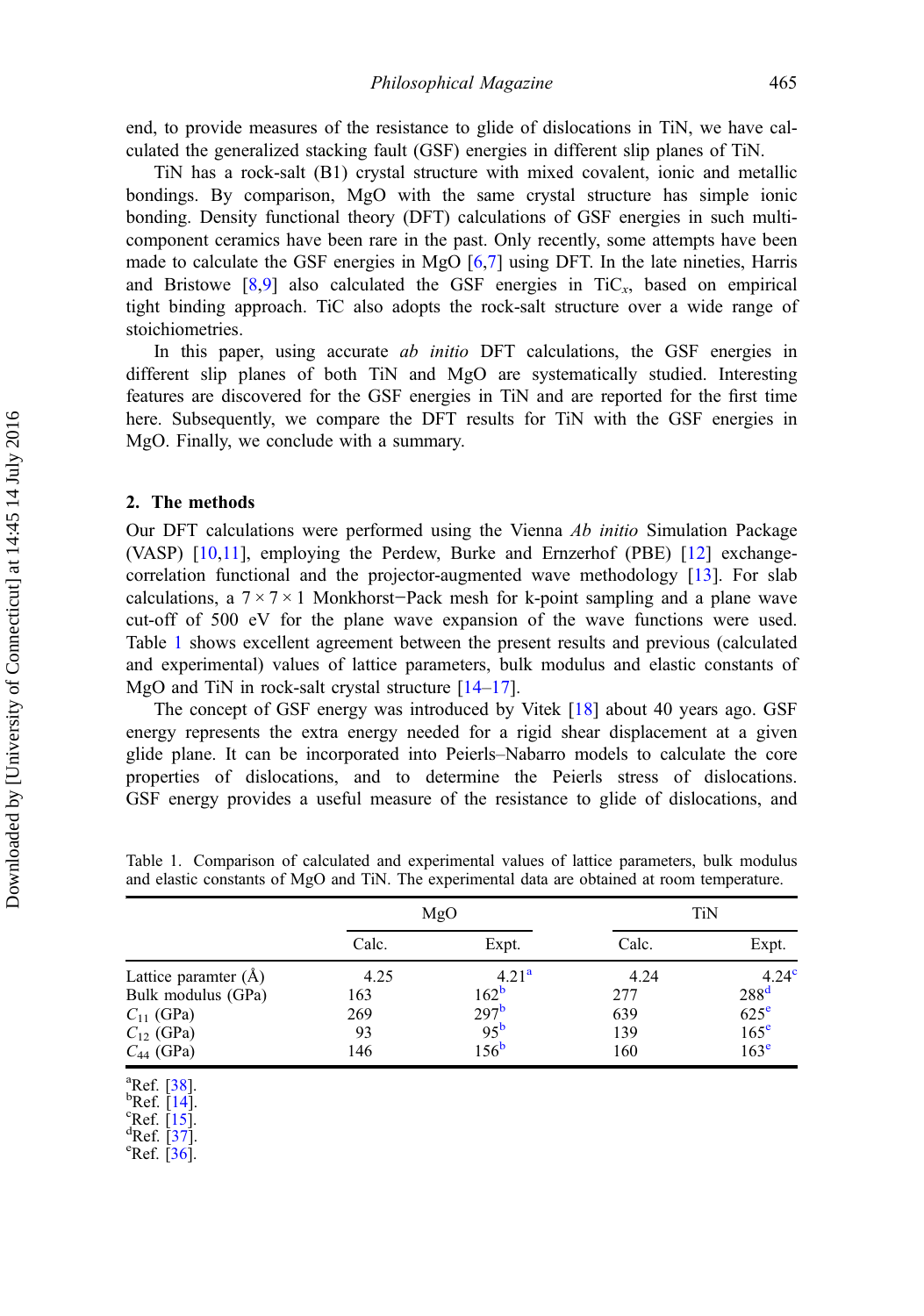end, to provide measures of the resistance to glide of dislocations in TiN, we have calculated the generalized stacking fault (GSF) energies in different slip planes of TiN.

TiN has a rock-salt (B1) crystal structure with mixed covalent, ionic and metallic bondings. By comparison, MgO with the same crystal structure has simple ionic bonding. Density functional theory (DFT) calculations of GSF energies in such multi-component ceramics have been rare in the past. Only recently, some attempts have been made to calculate the GSF energies in MgO [6,7] using DFT. In the late nineties, Harris and Bristowe [8,9] also calculated the GSF energies in $TiC_x$, based on empirical tight binding approach. TiC also adopts the rock-salt structure over a wide range of stoichiometries.

In this paper, using accurate *ab initio* DFT calculations, the GSF energies in different slip planes of both TiN and MgO are systematically studied. Interesting features are discovered for the GSF energies in TiN and are reported for the first time here. Subsequently, we compare the DFT results for TiN with the GSF energies in MgO. Finally, we conclude with a summary.

## 2. The methods

Our DFT calculations were performed using the Vienna *Ab initio* Simulation Package (VASP) [10,11], employing the Perdew, Burke and Ernzerhof (PBE) [12] exchange-correlation functional and the projector-augmented wave methodology [13]. For slab calculations, a $7 \times 7 \times 1$ Monkhorst−Pack mesh for k-point sampling and a plane wave cut-off of 500 eV for the plane wave expansion of the wave functions were used. Table 1 shows excellent agreement between the present results and previous (calculated and experimental) values of lattice parameters, bulk modulus and elastic constants of MgO and TiN in rock-salt crystal structure [14–17].

The concept of GSF energy was introduced by Vitek [18] about 40 years ago. GSF energy represents the extra energy needed for a rigid shear displacement at a given glide plane. It can be incorporated into Peierls–Nabarro models to calculate the core properties of dislocations, and to determine the Peierls stress of dislocations. GSF energy provides a useful measure of the resistance to glide of dislocations, and

Table 1. Comparison of calculated and experimental values of lattice parameters, bulk modulus and elastic constants of MgO and TiN. The experimental data are obtained at room temperature.

| | MgO | | TiN | |
|---|---|---|---|---|
| | Calc. | Expt. | Calc. | Expt. |
| Lattice paramter (Å) | 4.25 | 4.21[a] | 4.24 | 4.24[c] |
| Bulk modulus (GPa) | 163 | 162[b] | 277 | 288[d] |
| $C_{11}$ (GPa) | 269 | 297[b] | 639 | 625[e] |
| $C_{12}$ (GPa) | 93 | 95[b] | 139 | 165[e] |
| $C_{44}$ (GPa) | 146 | 156[b] | 160 | 163[e] |

[a]Ref. [38].
[b]Ref. [14].
[c]Ref. [15].
[d]Ref. [37].
[e]Ref. [36].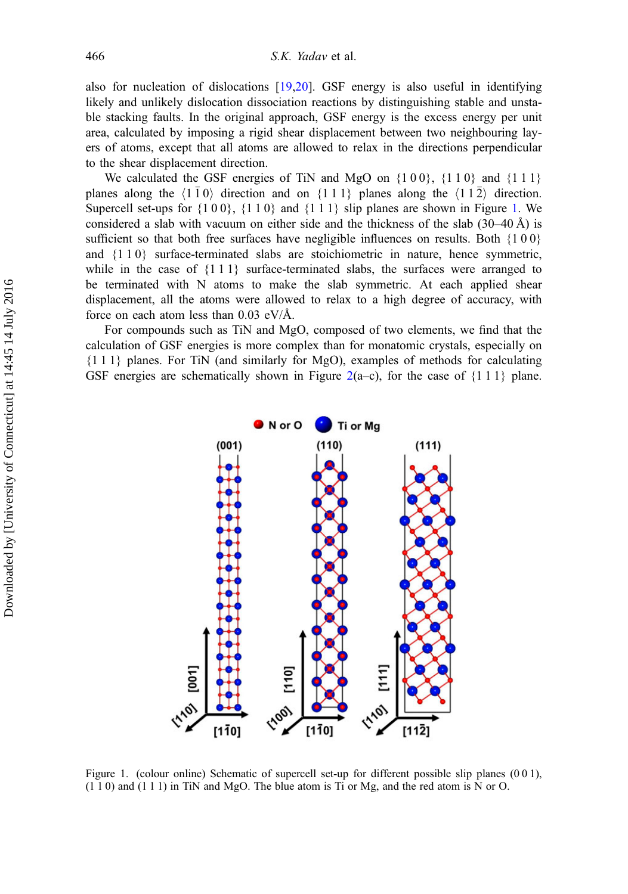also for nucleation of dislocations [19,20]. GSF energy is also useful in identifying likely and unlikely dislocation dissociation reactions by distinguishing stable and unstable stacking faults. In the original approach, GSF energy is the excess energy per unit area, calculated by imposing a rigid shear displacement between two neighbouring layers of atoms, except that all atoms are allowed to relax in the directions perpendicular to the shear displacement direction.

We calculated the GSF energies of TiN and MgO on {1 0 0}, {1 1 0} and {1 1 1} planes along the $\langle 1\,\bar{1}\,0 \rangle$ direction and on {1 1 1} planes along the $\langle 1\,1\,\bar{2} \rangle$ direction. Supercell set-ups for {1 0 0}, {1 1 0} and {1 1 1} slip planes are shown in Figure 1. We considered a slab with vacuum on either side and the thickness of the slab (30–40 Å) is sufficient so that both free surfaces have negligible influences on results. Both {1 0 0} and {1 1 0} surface-terminated slabs are stoichiometric in nature, hence symmetric, while in the case of {1 1 1} surface-terminated slabs, the surfaces were arranged to be terminated with N atoms to make the slab symmetric. At each applied shear displacement, all the atoms were allowed to relax to a high degree of accuracy, with force on each atom less than 0.03 eV/Å.

For compounds such as TiN and MgO, composed of two elements, we find that the calculation of GSF energies is more complex than for monatomic crystals, especially on {1 1 1} planes. For TiN (and similarly for MgO), examples of methods for calculating GSF energies are schematically shown in Figure 2(a–c), for the case of {1 1 1} plane.

Figure 1. (colour online) Schematic of supercell set-up for different possible slip planes (0 0 1), (1 1 0) and (1 1 1) in TiN and MgO. The blue atom is Ti or Mg, and the red atom is N or O.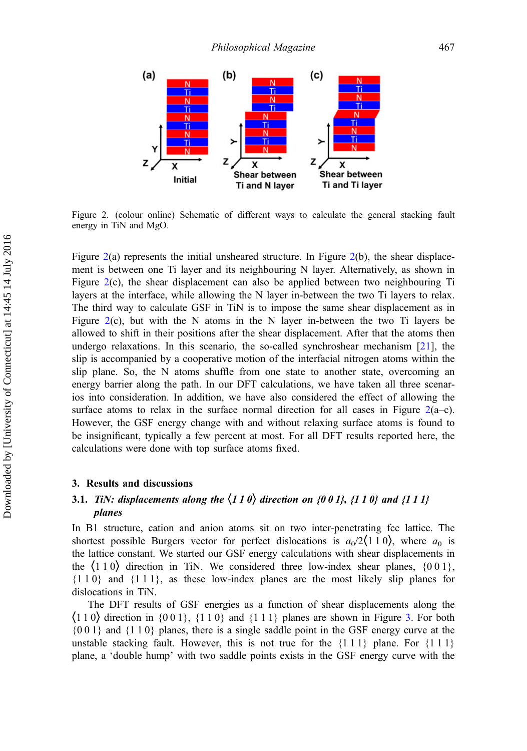Figure 2. (colour online) Schematic of different ways to calculate the general stacking fault energy in TiN and MgO.

Figure 2(a) represents the initial unsheared structure. In Figure 2(b), the shear displacement is between one Ti layer and its neighbouring N layer. Alternatively, as shown in Figure 2(c), the shear displacement can also be applied between two neighbouring Ti layers at the interface, while allowing the N layer in-between the two Ti layers to relax. The third way to calculate GSF in TiN is to impose the same shear displacement as in Figure 2(c), but with the N atoms in the N layer in-between the two Ti layers be allowed to shift in their positions after the shear displacement. After that the atoms then undergo relaxations. In this scenario, the so-called synchroshear mechanism [21], the slip is accompanied by a cooperative motion of the interfacial nitrogen atoms within the slip plane. So, the N atoms shuffle from one state to another state, overcoming an energy barrier along the path. In our DFT calculations, we have taken all three scenarios into consideration. In addition, we have also considered the effect of allowing the surface atoms to relax in the surface normal direction for all cases in Figure 2(a–c). However, the GSF energy change with and without relaxing surface atoms is found to be insignificant, typically a few percent at most. For all DFT results reported here, the calculations were done with top surface atoms fixed.

## 3. Results and discussions

### 3.1. *TiN: displacements along the ⟨1 1 0⟩ direction on {0 0 1}, {1 1 0} and {1 1 1} planes*

In B1 structure, cation and anion atoms sit on two inter-penetrating fcc lattice. The shortest possible Burgers vector for perfect dislocations is $a_0/2\langle 1\,1\,0\rangle$, where $a_0$ is the lattice constant. We started our GSF energy calculations with shear displacements in the ⟨1 1 0⟩ direction in TiN. We considered three low-index shear planes, {0 0 1}, {1 1 0} and {1 1 1}, as these low-index planes are the most likely slip planes for dislocations in TiN.

The DFT results of GSF energies as a function of shear displacements along the ⟨1 1 0⟩ direction in {0 0 1}, {1 1 0} and {1 1 1} planes are shown in Figure 3. For both {0 0 1} and {1 1 0} planes, there is a single saddle point in the GSF energy curve at the unstable stacking fault. However, this is not true for the {1 1 1} plane. For {1 1 1} plane, a 'double hump' with two saddle points exists in the GSF energy curve with the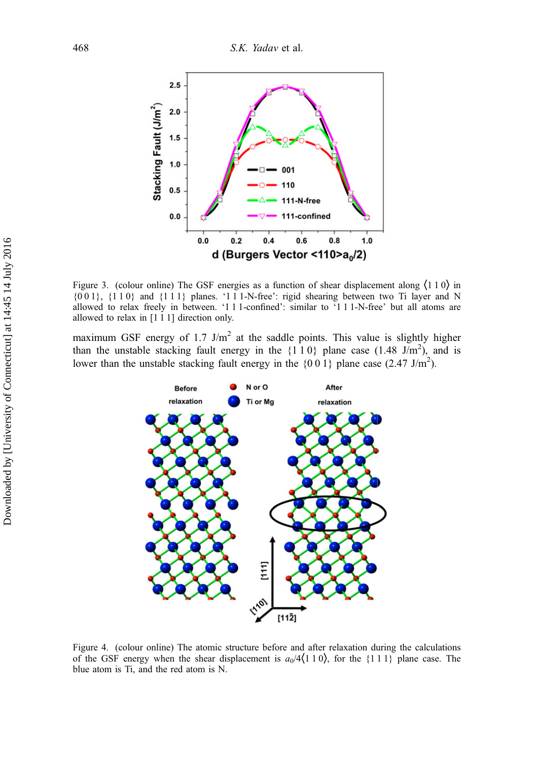Figure 3. (colour online) The GSF energies as a function of shear displacement along ⟨1 1 0⟩ in {0 0 1}, {1 1 0} and {1 1 1} planes. '1 1 1-N-free': rigid shearing between two Ti layer and N allowed to relax freely in between. '1 1 1-confined': similar to '1 1 1-N-free' but all atoms are allowed to relax in [1 1 1] direction only.

maximum GSF energy of 1.7 J/m$^2$ at the saddle points. This value is slightly higher than the unstable stacking fault energy in the {1 1 0} plane case (1.48 J/m$^2$), and is lower than the unstable stacking fault energy in the {0 0 1} plane case (2.47 J/m$^2$).

Figure 4. (colour online) The atomic structure before and after relaxation during the calculations of the GSF energy when the shear displacement is $a_0/4\langle 1\,1\,0\rangle$, for the {1 1 1} plane case. The blue atom is Ti, and the red atom is N.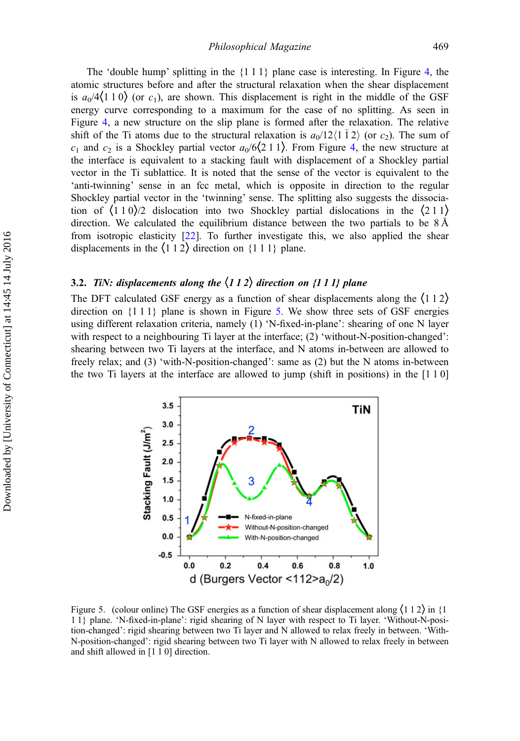The 'double hump' splitting in the {1 1 1} plane case is interesting. In Figure 4, the atomic structures before and after the structural relaxation when the shear displacement is $a_0/4\langle 1\,1\,0\rangle$ (or $c_1$), are shown. This displacement is right in the middle of the GSF energy curve corresponding to a maximum for the case of no splitting. As seen in Figure 4, a new structure on the slip plane is formed after the relaxation. The relative shift of the Ti atoms due to the structural relaxation is $a_0/12\langle 1\,\bar{1}\,2\rangle$ (or $c_2$). The sum of $c_1$ and $c_2$ is a Shockley partial vector $a_0/6\langle 2\,1\,1\rangle$. From Figure 4, the new structure at the interface is equivalent to a stacking fault with displacement of a Shockley partial vector in the Ti sublattice. It is noted that the sense of the vector is equivalent to the 'anti-twinning' sense in an fcc metal, which is opposite in direction to the regular Shockley partial vector in the 'twinning' sense. The splitting also suggests the dissociation of $\langle 1\,1\,0\rangle/2$ dislocation into two Shockley partial dislocations in the $\langle 2\,1\,1\rangle$ direction. We calculated the equilibrium distance between the two partials to be 8 Å from isotropic elasticity [22]. To further investigate this, we also applied the shear displacements in the $\langle 1\,1\,2\rangle$ direction on {1 1 1} plane.

### 3.2. *TiN: displacements along the $\langle 1\,1\,2\rangle$ direction on {1 1 1} plane*

The DFT calculated GSF energy as a function of shear displacements along the $\langle 1\,1\,2\rangle$ direction on {1 1 1} plane is shown in Figure 5. We show three sets of GSF energies using different relaxation criteria, namely (1) 'N-fixed-in-plane': shearing of one N layer with respect to a neighbouring Ti layer at the interface; (2) 'without-N-position-changed': shearing between two Ti layers at the interface, and N atoms in-between are allowed to freely relax; and (3) 'with-N-position-changed': same as (2) but the N atoms in-between the two Ti layers at the interface are allowed to jump (shift in positions) in the [1 1 0]

Figure 5. (colour online) The GSF energies as a function of shear displacement along $\langle 1\,1\,2\rangle$ in {1 1 1} plane. 'N-fixed-in-plane': rigid shearing of N layer with respect to Ti layer. 'Without-N-position-changed': rigid shearing between two Ti layer and N allowed to relax freely in between. 'With-N-position-changed': rigid shearing between two Ti layer with N allowed to relax freely in between and shift allowed in [1 1 0] direction.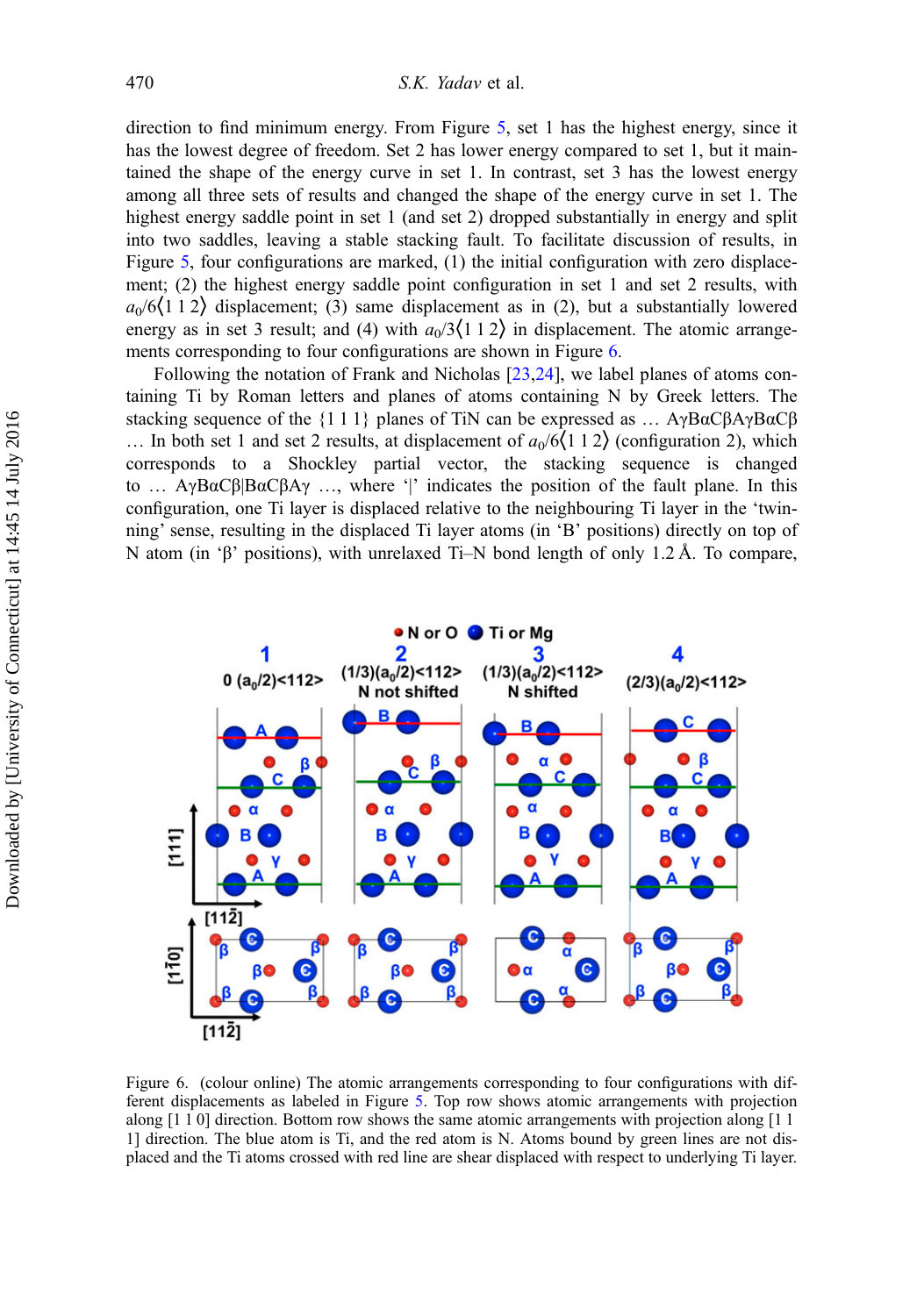direction to find minimum energy. From Figure 5, set 1 has the highest energy, since it has the lowest degree of freedom. Set 2 has lower energy compared to set 1, but it maintained the shape of the energy curve in set 1. In contrast, set 3 has the lowest energy among all three sets of results and changed the shape of the energy curve in set 1. The highest energy saddle point in set 1 (and set 2) dropped substantially in energy and split into two saddles, leaving a stable stacking fault. To facilitate discussion of results, in Figure 5, four configurations are marked, (1) the initial configuration with zero displacement; (2) the highest energy saddle point configuration in set 1 and set 2 results, with $a_0/6\langle 1\,1\,2\rangle$ displacement; (3) same displacement as in (2), but a substantially lowered energy as in set 3 result; and (4) with $a_0/3\langle 1\,1\,2\rangle$ in displacement. The atomic arrangements corresponding to four configurations are shown in Figure 6.

Following the notation of Frank and Nicholas [23,24], we label planes of atoms containing Ti by Roman letters and planes of atoms containing N by Greek letters. The stacking sequence of the {1 1 1} planes of TiN can be expressed as … AγBαCβAγBαCβ … In both set 1 and set 2 results, at displacement of $a_0/6\langle 1\,1\,2\rangle$ (configuration 2), which corresponds to a Shockley partial vector, the stacking sequence is changed to … AγBαCβ|BαCβAγ …, where '|' indicates the position of the fault plane. In this configuration, one Ti layer is displaced relative to the neighbouring Ti layer in the 'twinning' sense, resulting in the displaced Ti layer atoms (in 'B' positions) directly on top of N atom (in 'β' positions), with unrelaxed Ti–N bond length of only 1.2 Å. To compare,

Figure 6. (colour online) The atomic arrangements corresponding to four configurations with different displacements as labeled in Figure 5. Top row shows atomic arrangements with projection along [1 1 0] direction. Bottom row shows the same atomic arrangements with projection along [1 1 1] direction. The blue atom is Ti, and the red atom is N. Atoms bound by green lines are not displaced and the Ti atoms crossed with red line are shear displaced with respect to underlying Ti layer.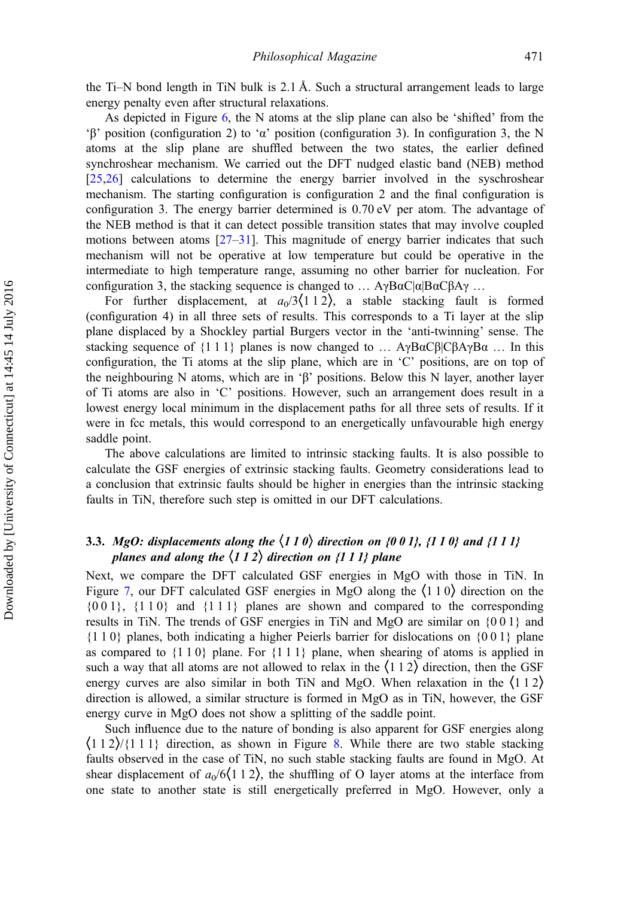the Ti–N bond length in TiN bulk is 2.1 Å. Such a structural arrangement leads to large energy penalty even after structural relaxations.

As depicted in Figure 6, the N atoms at the slip plane can also be 'shifted' from the 'β' position (configuration 2) to 'α' position (configuration 3). In configuration 3, the N atoms at the slip plane are shuffled between the two states, the earlier defined synchroshear mechanism. We carried out the DFT nudged elastic band (NEB) method [25,26] calculations to determine the energy barrier involved in the syschroshear mechanism. The starting configuration is configuration 2 and the final configuration is configuration 3. The energy barrier determined is 0.70 eV per atom. The advantage of the NEB method is that it can detect possible transition states that may involve coupled motions between atoms [27–31]. This magnitude of energy barrier indicates that such mechanism will not be operative at low temperature but could be operative in the intermediate to high temperature range, assuming no other barrier for nucleation. For configuration 3, the stacking sequence is changed to … AγBαC|α|BαCβAγ …

For further displacement, at $a_0/3\langle 1\,1\,2\rangle$, a stable stacking fault is formed (configuration 4) in all three sets of results. This corresponds to a Ti layer at the slip plane displaced by a Shockley partial Burgers vector in the 'anti-twinning' sense. The stacking sequence of {1 1 1} planes is now changed to … AγBαCβ|CβAγBα … In this configuration, the Ti atoms at the slip plane, which are in 'C' positions, are on top of the neighbouring N atoms, which are in 'β' positions. Below this N layer, another layer of Ti atoms are also in 'C' positions. However, such an arrangement does result in a lowest energy local minimum in the displacement paths for all three sets of results. If it were in fcc metals, this would correspond to an energetically unfavourable high energy saddle point.

The above calculations are limited to intrinsic stacking faults. It is also possible to calculate the GSF energies of extrinsic stacking faults. Geometry considerations lead to a conclusion that extrinsic faults should be higher in energies than the intrinsic stacking faults in TiN, therefore such step is omitted in our DFT calculations.

### 3.3. *MgO: displacements along the ⟨1 1 0⟩ direction on {0 0 1}, {1 1 0} and {1 1 1} planes and along the ⟨1 1 2⟩ direction on {1 1 1} plane*

Next, we compare the DFT calculated GSF energies in MgO with those in TiN. In Figure 7, our DFT calculated GSF energies in MgO along the ⟨1 1 0⟩ direction on the {0 0 1}, {1 1 0} and {1 1 1} planes are shown and compared to the corresponding results in TiN. The trends of GSF energies in TiN and MgO are similar on {0 0 1} and {1 1 0} planes, both indicating a higher Peierls barrier for dislocations on {0 0 1} plane as compared to {1 1 0} plane. For {1 1 1} plane, when shearing of atoms is applied in such a way that all atoms are not allowed to relax in the ⟨1 1 2⟩ direction, then the GSF energy curves are also similar in both TiN and MgO. When relaxation in the ⟨1 1 2⟩ direction is allowed, a similar structure is formed in MgO as in TiN, however, the GSF energy curve in MgO does not show a splitting of the saddle point.

Such influence due to the nature of bonding is also apparent for GSF energies along ⟨1 1 2⟩/{1 1 1} direction, as shown in Figure 8. While there are two stable stacking faults observed in the case of TiN, no such stable stacking faults are found in MgO. At shear displacement of $a_0/6\langle 1\,1\,2\rangle$, the shuffling of O layer atoms at the interface from one state to another state is still energetically preferred in MgO. However, only a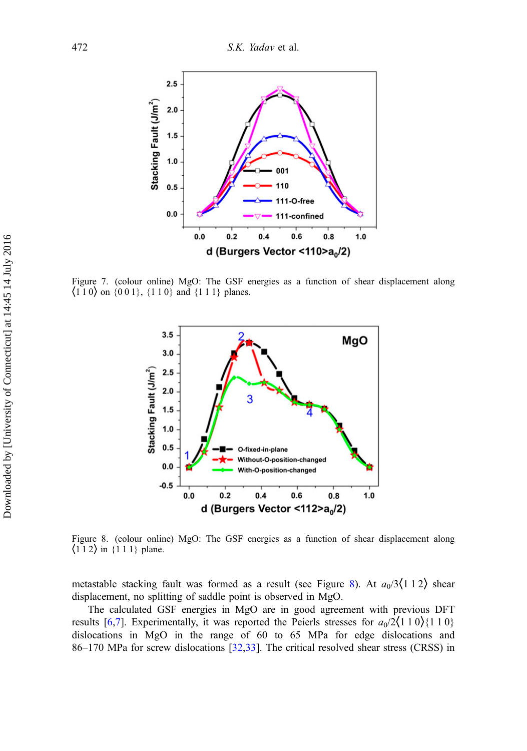Figure 7. (colour online) MgO: The GSF energies as a function of shear displacement along ⟨1 1 0⟩ on {0 0 1}, {1 1 0} and {1 1 1} planes.

Figure 8. (colour online) MgO: The GSF energies as a function of shear displacement along ⟨1 1 2⟩ in {1 1 1} plane.

metastable stacking fault was formed as a result (see Figure 8). At $a_0/3\langle 1\,1\,2\rangle$ shear displacement, no splitting of saddle point is observed in MgO.

The calculated GSF energies in MgO are in good agreement with previous DFT results [6,7]. Experimentally, it was reported the Peierls stresses for $a_0/2\langle 1\,1\,0\rangle\{1\,1\,0\}$ dislocations in MgO in the range of 60 to 65 MPa for edge dislocations and 86–170 MPa for screw dislocations [32,33]. The critical resolved shear stress (CRSS) in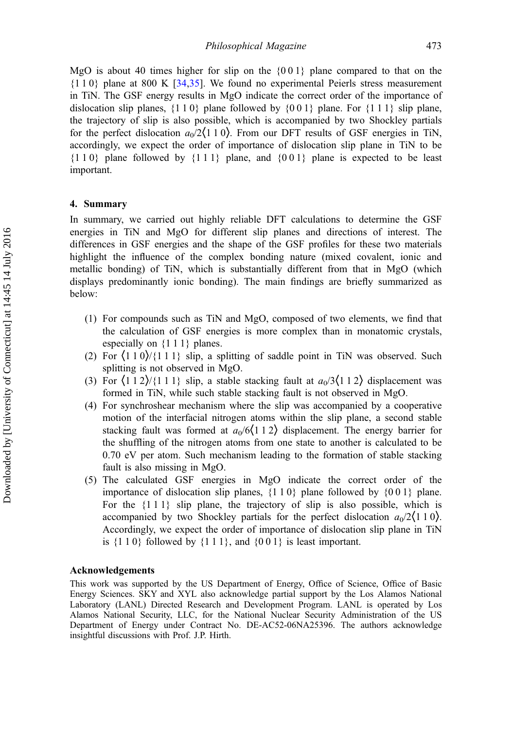MgO is about 40 times higher for slip on the {0 0 1} plane compared to that on the {1 1 0} plane at 800 K [34,35]. We found no experimental Peierls stress measurement in TiN. The GSF energy results in MgO indicate the correct order of the importance of dislocation slip planes, {1 1 0} plane followed by {0 0 1} plane. For {1 1 1} slip plane, the trajectory of slip is also possible, which is accompanied by two Shockley partials for the perfect dislocation $a_0/2\langle 1\,1\,0\rangle$. From our DFT results of GSF energies in TiN, accordingly, we expect the order of importance of dislocation slip plane in TiN to be {1 1 0} plane followed by {1 1 1} plane, and {0 0 1} plane is expected to be least important.

## 4. Summary

In summary, we carried out highly reliable DFT calculations to determine the GSF energies in TiN and MgO for different slip planes and directions of interest. The differences in GSF energies and the shape of the GSF profiles for these two materials highlight the influence of the complex bonding nature (mixed covalent, ionic and metallic bonding) of TiN, which is substantially different from that in MgO (which displays predominantly ionic bonding). The main findings are briefly summarized as below:

(1) For compounds such as TiN and MgO, composed of two elements, we find that the calculation of GSF energies is more complex than in monatomic crystals, especially on {1 1 1} planes.
(2) For $\langle 1\,1\,0\rangle$/{1 1 1} slip, a splitting of saddle point in TiN was observed. Such splitting is not observed in MgO.
(3) For $\langle 1\,1\,2\rangle$/{1 1 1} slip, a stable stacking fault at $a_0/3\langle 1\,1\,2\rangle$ displacement was formed in TiN, while such stable stacking fault is not observed in MgO.
(4) For synchroshear mechanism where the slip was accompanied by a cooperative motion of the interfacial nitrogen atoms within the slip plane, a second stable stacking fault was formed at $a_0/6\langle 1\,1\,2\rangle$ displacement. The energy barrier for the shuffling of the nitrogen atoms from one state to another is calculated to be 0.70 eV per atom. Such mechanism leading to the formation of stable stacking fault is also missing in MgO.
(5) The calculated GSF energies in MgO indicate the correct order of the importance of dislocation slip planes, {1 1 0} plane followed by {0 0 1} plane. For the {1 1 1} slip plane, the trajectory of slip is also possible, which is accompanied by two Shockley partials for the perfect dislocation $a_0/2\langle 1\,1\,0\rangle$. Accordingly, we expect the order of importance of dislocation slip plane in TiN is {1 1 0} followed by {1 1 1}, and {0 0 1} is least important.

### Acknowledgements

This work was supported by the US Department of Energy, Office of Science, Office of Basic Energy Sciences. SKY and XYL also acknowledge partial support by the Los Alamos National Laboratory (LANL) Directed Research and Development Program. LANL is operated by Los Alamos National Security, LLC, for the National Nuclear Security Administration of the US Department of Energy under Contract No. DE-AC52-06NA25396. The authors acknowledge insightful discussions with Prof. J.P. Hirth.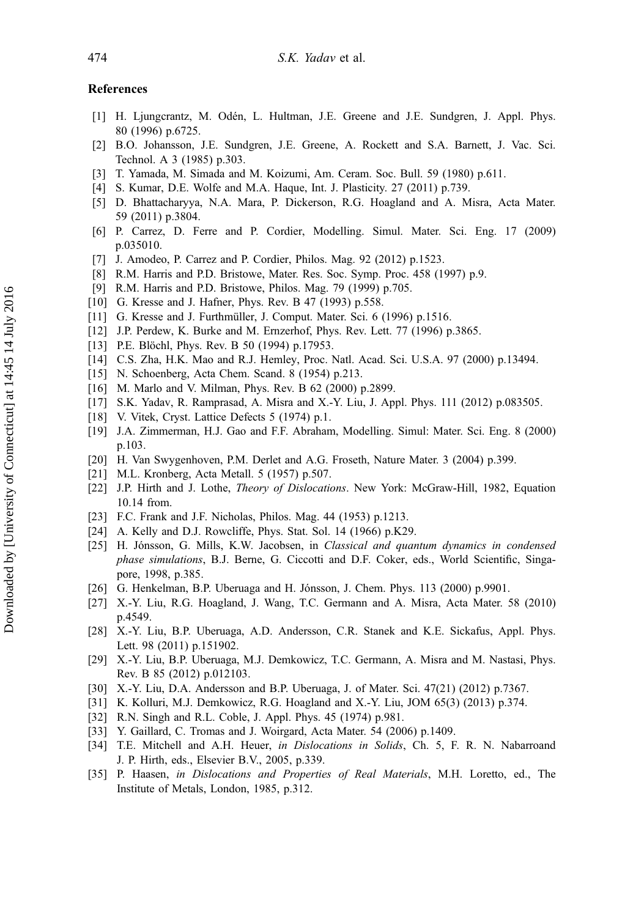## References

[1] H. Ljungcrantz, M. Odén, L. Hultman, J.E. Greene and J.E. Sundgren, J. Appl. Phys. 80 (1996) p.6725.

[2] B.O. Johansson, J.E. Sundgren, J.E. Greene, A. Rockett and S.A. Barnett, J. Vac. Sci. Technol. A 3 (1985) p.303.

[3] T. Yamada, M. Simada and M. Koizumi, Am. Ceram. Soc. Bull. 59 (1980) p.611.

[4] S. Kumar, D.E. Wolfe and M.A. Haque, Int. J. Plasticity. 27 (2011) p.739.

[5] D. Bhattacharyya, N.A. Mara, P. Dickerson, R.G. Hoagland and A. Misra, Acta Mater. 59 (2011) p.3804.

[6] P. Carrez, D. Ferre and P. Cordier, Modelling. Simul. Mater. Sci. Eng. 17 (2009) p.035010.

[7] J. Amodeo, P. Carrez and P. Cordier, Philos. Mag. 92 (2012) p.1523.

[8] R.M. Harris and P.D. Bristowe, Mater. Res. Soc. Symp. Proc. 458 (1997) p.9.

[9] R.M. Harris and P.D. Bristowe, Philos. Mag. 79 (1999) p.705.

[10] G. Kresse and J. Hafner, Phys. Rev. B 47 (1993) p.558.

[11] G. Kresse and J. Furthmüller, J. Comput. Mater. Sci. 6 (1996) p.1516.

[12] J.P. Perdew, K. Burke and M. Ernzerhof, Phys. Rev. Lett. 77 (1996) p.3865.

[13] P.E. Blöchl, Phys. Rev. B 50 (1994) p.17953.

[14] C.S. Zha, H.K. Mao and R.J. Hemley, Proc. Natl. Acad. Sci. U.S.A. 97 (2000) p.13494.

[15] N. Schoenberg, Acta Chem. Scand. 8 (1954) p.213.

[16] M. Marlo and V. Milman, Phys. Rev. B 62 (2000) p.2899.

[17] S.K. Yadav, R. Ramprasad, A. Misra and X.-Y. Liu, J. Appl. Phys. 111 (2012) p.083505.

[18] V. Vitek, Cryst. Lattice Defects 5 (1974) p.1.

[19] J.A. Zimmerman, H.J. Gao and F.F. Abraham, Modelling. Simul: Mater. Sci. Eng. 8 (2000) p.103.

[20] H. Van Swygenhoven, P.M. Derlet and A.G. Froseth, Nature Mater. 3 (2004) p.399.

[21] M.L. Kronberg, Acta Metall. 5 (1957) p.507.

[22] J.P. Hirth and J. Lothe, *Theory of Dislocations*. New York: McGraw-Hill, 1982, Equation 10.14 from.

[23] F.C. Frank and J.F. Nicholas, Philos. Mag. 44 (1953) p.1213.

[24] A. Kelly and D.J. Rowcliffe, Phys. Stat. Sol. 14 (1966) p.K29.

[25] H. Jónsson, G. Mills, K.W. Jacobsen, in *Classical and quantum dynamics in condensed phase simulations*, B.J. Berne, G. Ciccotti and D.F. Coker, eds., World Scientific, Singapore, 1998, p.385.

[26] G. Henkelman, B.P. Uberuaga and H. Jónsson, J. Chem. Phys. 113 (2000) p.9901.

[27] X.-Y. Liu, R.G. Hoagland, J. Wang, T.C. Germann and A. Misra, Acta Mater. 58 (2010) p.4549.

[28] X.-Y. Liu, B.P. Uberuaga, A.D. Andersson, C.R. Stanek and K.E. Sickafus, Appl. Phys. Lett. 98 (2011) p.151902.

[29] X.-Y. Liu, B.P. Uberuaga, M.J. Demkowicz, T.C. Germann, A. Misra and M. Nastasi, Phys. Rev. B 85 (2012) p.012103.

[30] X.-Y. Liu, D.A. Andersson and B.P. Uberuaga, J. of Mater. Sci. 47(21) (2012) p.7367.

[31] K. Kolluri, M.J. Demkowicz, R.G. Hoagland and X.-Y. Liu, JOM 65(3) (2013) p.374.

[32] R.N. Singh and R.L. Coble, J. Appl. Phys. 45 (1974) p.981.

[33] Y. Gaillard, C. Tromas and J. Woirgard, Acta Mater. 54 (2006) p.1409.

[34] T.E. Mitchell and A.H. Heuer, *in Dislocations in Solids*, Ch. 5, F. R. N. Nabarroand J. P. Hirth, eds., Elsevier B.V., 2005, p.339.

[35] P. Haasen, *in Dislocations and Properties of Real Materials*, M.H. Loretto, ed., The Institute of Metals, London, 1985, p.312.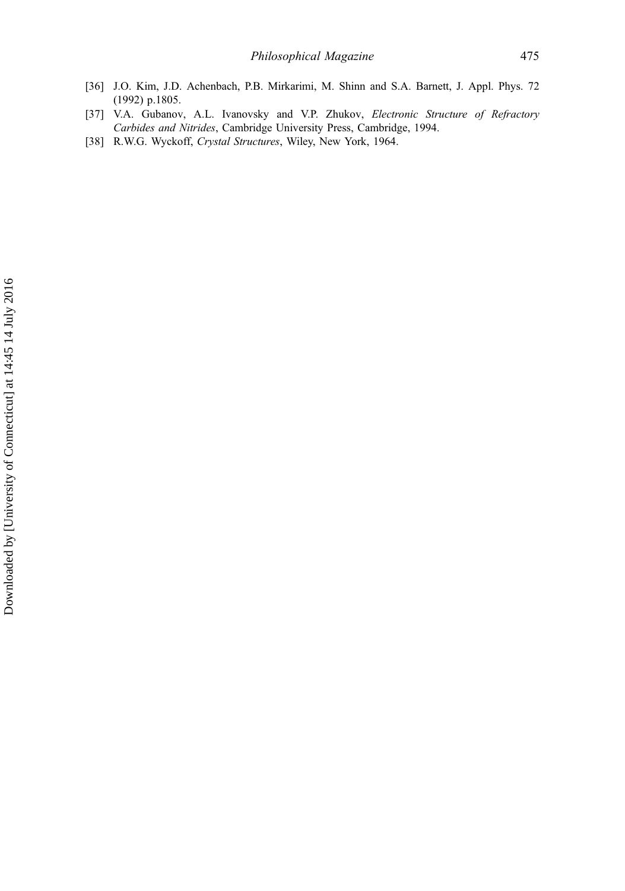[36] J.O. Kim, J.D. Achenbach, P.B. Mirkarimi, M. Shinn and S.A. Barnett, J. Appl. Phys. 72 (1992) p.1805.

[37] V.A. Gubanov, A.L. Ivanovsky and V.P. Zhukov, *Electronic Structure of Refractory Carbides and Nitrides*, Cambridge University Press, Cambridge, 1994.

[38] R.W.G. Wyckoff, *Crystal Structures*, Wiley, New York, 1964.